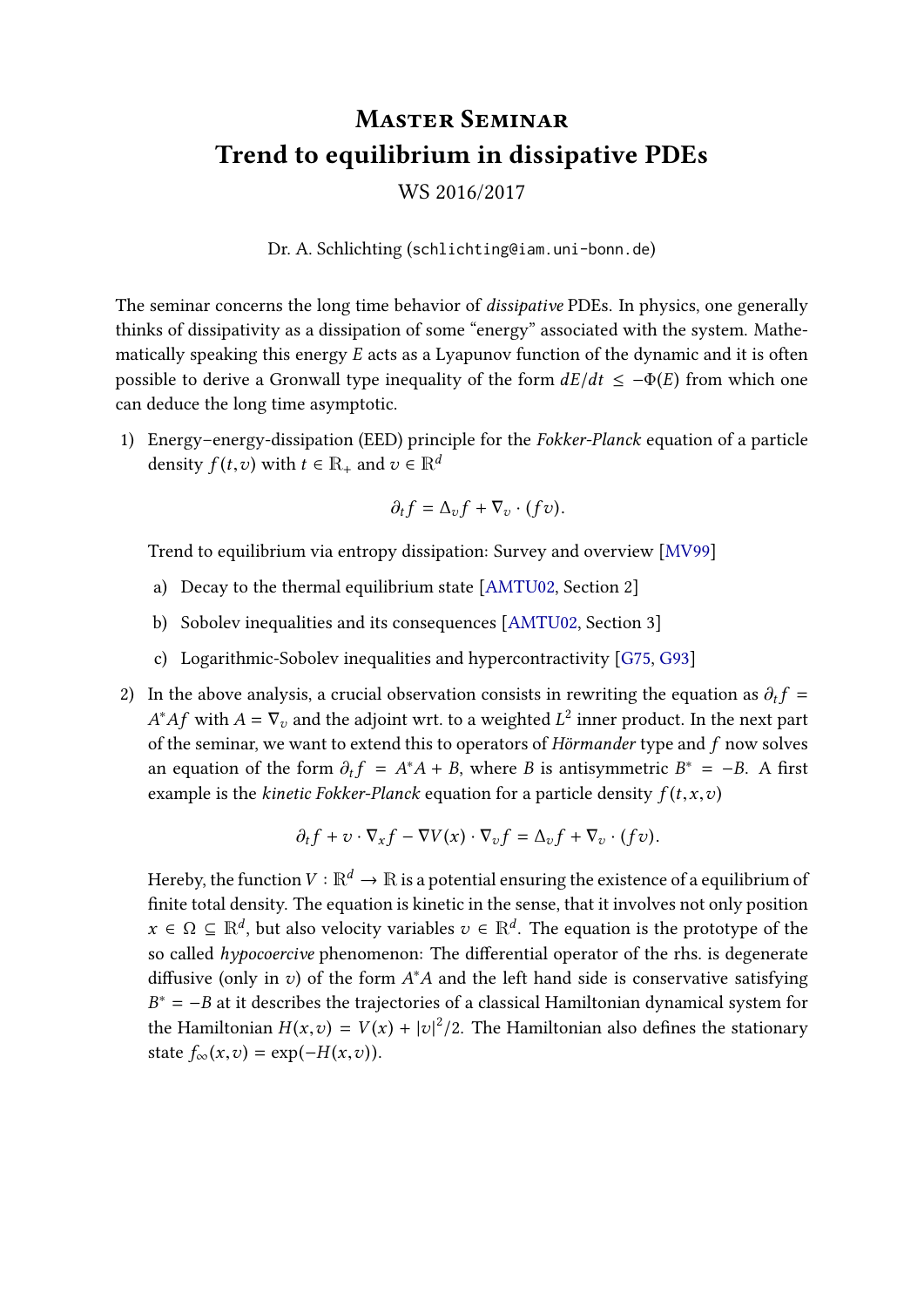# Master Seminar
# Trend to equilibrium in dissipative PDEs

WS 2016/2017

Dr. A. Schlichting (schlichting@iam.uni-bonn.de)

The seminar concerns the long time behavior of *dissipative* PDEs. In physics, one generally thinks of dissipativity as a dissipation of some "energy" associated with the system. Mathematically speaking this energy $E$ acts as a Lyapunov function of the dynamic and it is often possible to derive a Gronwall type inequality of the form $dE/dt \leq -\Phi(E)$ from which one can deduce the long time asymptotic.

1) Energy–energy-dissipation (EED) principle for the *Fokker-Planck* equation of a particle density $f(t,v)$ with $t \in \mathbb{R}_+$ and $v \in \mathbb{R}^d$

$$\partial_t f = \Delta_v f + \nabla_v \cdot (f v).$$

Trend to equilibrium via entropy dissipation: Survey and overview [MV99]

   a) Decay to the thermal equilibrium state [AMTU02, Section 2]

   b) Sobolev inequalities and its consequences [AMTU02, Section 3]

   c) Logarithmic-Sobolev inequalities and hypercontractivity [G75, G93]

2) In the above analysis, a crucial observation consists in rewriting the equation as $\partial_t f = A^* A f$ with $A = \nabla_v$ and the adjoint wrt. to a weighted $L^2$ inner product. In the next part of the seminar, we want to extend this to operators of *Hörmander* type and $f$ now solves an equation of the form $\partial_t f = A^* A + B$, where $B$ is antisymmetric $B^* = -B$. A first example is the *kinetic Fokker-Planck* equation for a particle density $f(t,x,v)$

$$\partial_t f + v \cdot \nabla_x f - \nabla V(x) \cdot \nabla_v f = \Delta_v f + \nabla_v \cdot (f v).$$

Hereby, the function $V : \mathbb{R}^d \to \mathbb{R}$ is a potential ensuring the existence of a equilibrium of finite total density. The equation is kinetic in the sense, that it involves not only position $x \in \Omega \subseteq \mathbb{R}^d$, but also velocity variables $v \in \mathbb{R}^d$. The equation is the prototype of the so called *hypocoercive* phenomenon: The differential operator of the rhs. is degenerate diffusive (only in $v$) of the form $A^* A$ and the left hand side is conservative satisfying $B^* = -B$ at it describes the trajectories of a classical Hamiltonian dynamical system for the Hamiltonian $H(x,v) = V(x) + |v|^2/2$. The Hamiltonian also defines the stationary state $f_\infty(x,v) = \exp(-H(x,v))$.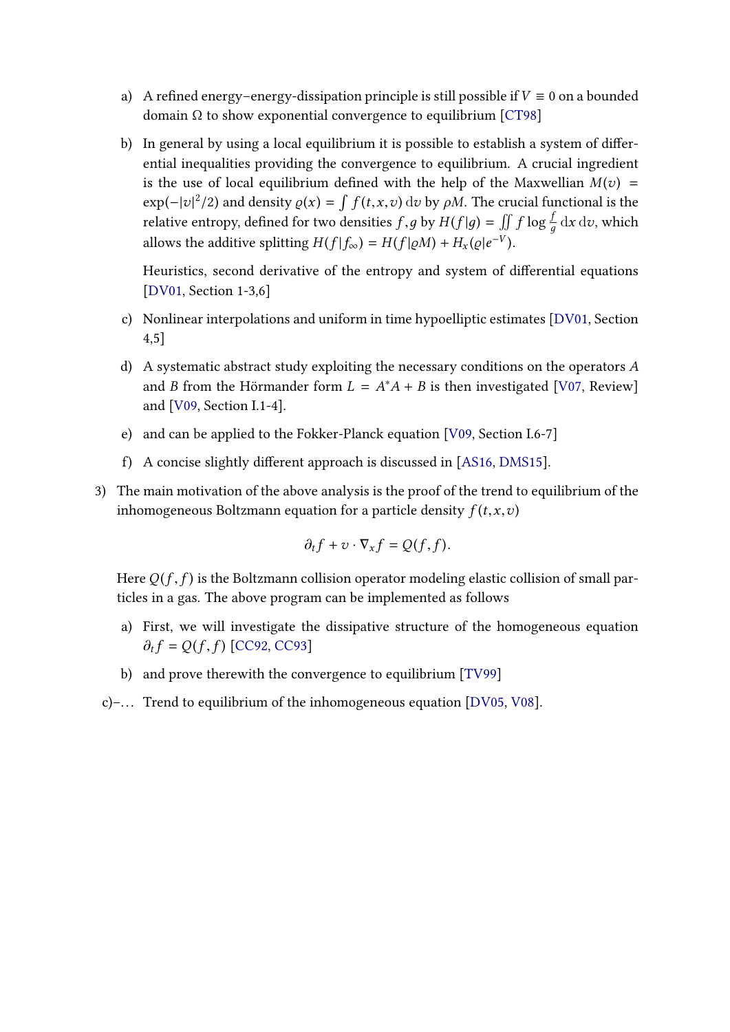a) A refined energy–energy-dissipation principle is still possible if $V \equiv 0$ on a bounded domain $\Omega$ to show exponential convergence to equilibrium [CT98]

b) In general by using a local equilibrium it is possible to establish a system of differential inequalities providing the convergence to equilibrium. A crucial ingredient is the use of local equilibrium defined with the help of the Maxwellian $M(v) = \exp(-|v|^2/2)$ and density $\varrho(x) = \int f(t,x,v)\,\mathrm{d}v$ by $\rho M$. The crucial functional is the relative entropy, defined for two densities $f, g$ by $H(f|g) = \iint f \log \frac{f}{g}\,\mathrm{d}x\,\mathrm{d}v$, which allows the additive splitting $H(f|f_\infty) = H(f|\varrho M) + H_x(\varrho|e^{-V})$.

   Heuristics, second derivative of the entropy and system of differential equations [DV01, Section 1-3,6]

c) Nonlinear interpolations and uniform in time hypoelliptic estimates [DV01, Section 4,5]

d) A systematic abstract study exploiting the necessary conditions on the operators $A$ and $B$ from the Hörmander form $L = A^*A + B$ is then investigated [V07, Review] and [V09, Section I.1-4].

e) and can be applied to the Fokker-Planck equation [V09, Section I.6-7]

f) A concise slightly different approach is discussed in [AS16, DMS15].

3) The main motivation of the above analysis is the proof of the trend to equilibrium of the inhomogeneous Boltzmann equation for a particle density $f(t,x,v)$

$$\partial_t f + v \cdot \nabla_x f = Q(f,f).$$

Here $Q(f,f)$ is the Boltzmann collision operator modeling elastic collision of small particles in a gas. The above program can be implemented as follows

   a) First, we will investigate the dissipative structure of the homogeneous equation $\partial_t f = Q(f,f)$ [CC92, CC93]

   b) and prove therewith the convergence to equilibrium [TV99]

   c)–... Trend to equilibrium of the inhomogeneous equation [DV05, V08].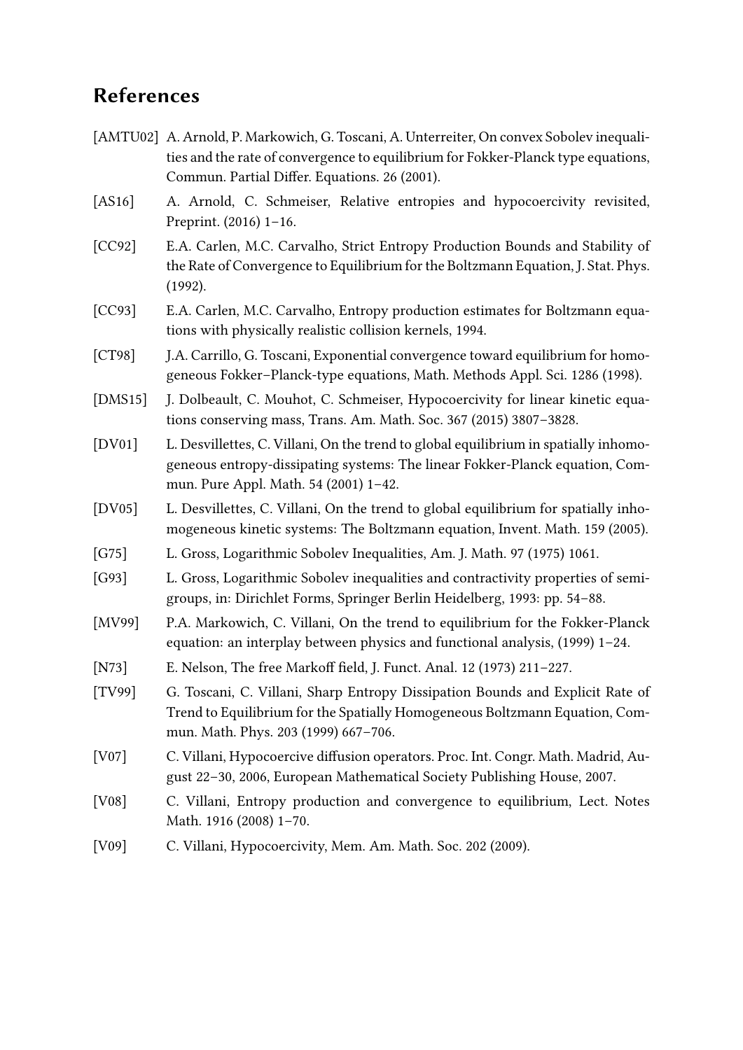## References

[AMTU02] A. Arnold, P. Markowich, G. Toscani, A. Unterreiter, On convex Sobolev inequalities and the rate of convergence to equilibrium for Fokker-Planck type equations, Commun. Partial Differ. Equations. 26 (2001).

[AS16] A. Arnold, C. Schmeiser, Relative entropies and hypocoercivity revisited, Preprint. (2016) 1–16.

[CC92] E.A. Carlen, M.C. Carvalho, Strict Entropy Production Bounds and Stability of the Rate of Convergence to Equilibrium for the Boltzmann Equation, J. Stat. Phys. (1992).

[CC93] E.A. Carlen, M.C. Carvalho, Entropy production estimates for Boltzmann equations with physically realistic collision kernels, 1994.

[CT98] J.A. Carrillo, G. Toscani, Exponential convergence toward equilibrium for homogeneous Fokker–Planck-type equations, Math. Methods Appl. Sci. 1286 (1998).

[DMS15] J. Dolbeault, C. Mouhot, C. Schmeiser, Hypocoercivity for linear kinetic equations conserving mass, Trans. Am. Math. Soc. 367 (2015) 3807–3828.

[DV01] L. Desvillettes, C. Villani, On the trend to global equilibrium in spatially inhomogeneous entropy-dissipating systems: The linear Fokker-Planck equation, Commun. Pure Appl. Math. 54 (2001) 1–42.

[DV05] L. Desvillettes, C. Villani, On the trend to global equilibrium for spatially inhomogeneous kinetic systems: The Boltzmann equation, Invent. Math. 159 (2005).

[G75] L. Gross, Logarithmic Sobolev Inequalities, Am. J. Math. 97 (1975) 1061.

[G93] L. Gross, Logarithmic Sobolev inequalities and contractivity properties of semigroups, in: Dirichlet Forms, Springer Berlin Heidelberg, 1993: pp. 54–88.

[MV99] P.A. Markowich, C. Villani, On the trend to equilibrium for the Fokker-Planck equation: an interplay between physics and functional analysis, (1999) 1–24.

[N73] E. Nelson, The free Markoff field, J. Funct. Anal. 12 (1973) 211–227.

[TV99] G. Toscani, C. Villani, Sharp Entropy Dissipation Bounds and Explicit Rate of Trend to Equilibrium for the Spatially Homogeneous Boltzmann Equation, Commun. Math. Phys. 203 (1999) 667–706.

[V07] C. Villani, Hypocoercive diffusion operators. Proc. Int. Congr. Math. Madrid, August 22–30, 2006, European Mathematical Society Publishing House, 2007.

[V08] C. Villani, Entropy production and convergence to equilibrium, Lect. Notes Math. 1916 (2008) 1–70.

[V09] C. Villani, Hypocoercivity, Mem. Am. Math. Soc. 202 (2009).